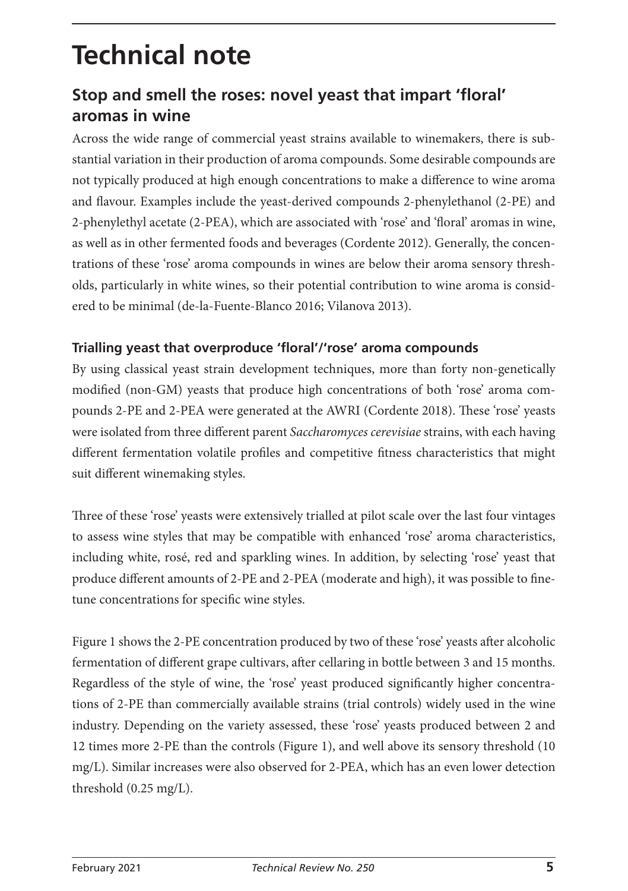# Technical note

## Stop and smell the roses: novel yeast that impart 'floral' aromas in wine

Across the wide range of commercial yeast strains available to winemakers, there is substantial variation in their production of aroma compounds. Some desirable compounds are not typically produced at high enough concentrations to make a difference to wine aroma and flavour. Examples include the yeast-derived compounds 2-phenylethanol (2-PE) and 2-phenylethyl acetate (2-PEA), which are associated with 'rose' and 'floral' aromas in wine, as well as in other fermented foods and beverages (Cordente 2012). Generally, the concentrations of these 'rose' aroma compounds in wines are below their aroma sensory thresholds, particularly in white wines, so their potential contribution to wine aroma is considered to be minimal (de-la-Fuente-Blanco 2016; Vilanova 2013).

### Trialling yeast that overproduce 'floral'/'rose' aroma compounds

By using classical yeast strain development techniques, more than forty non-genetically modified (non-GM) yeasts that produce high concentrations of both 'rose' aroma compounds 2-PE and 2-PEA were generated at the AWRI (Cordente 2018). These 'rose' yeasts were isolated from three different parent *Saccharomyces cerevisiae* strains, with each having different fermentation volatile profiles and competitive fitness characteristics that might suit different winemaking styles.

Three of these 'rose' yeasts were extensively trialled at pilot scale over the last four vintages to assess wine styles that may be compatible with enhanced 'rose' aroma characteristics, including white, rosé, red and sparkling wines. In addition, by selecting 'rose' yeast that produce different amounts of 2-PE and 2-PEA (moderate and high), it was possible to fine-tune concentrations for specific wine styles.

Figure 1 shows the 2-PE concentration produced by two of these 'rose' yeasts after alcoholic fermentation of different grape cultivars, after cellaring in bottle between 3 and 15 months. Regardless of the style of wine, the 'rose' yeast produced significantly higher concentrations of 2-PE than commercially available strains (trial controls) widely used in the wine industry. Depending on the variety assessed, these 'rose' yeasts produced between 2 and 12 times more 2-PE than the controls (Figure 1), and well above its sensory threshold (10 mg/L). Similar increases were also observed for 2-PEA, which has an even lower detection threshold (0.25 mg/L).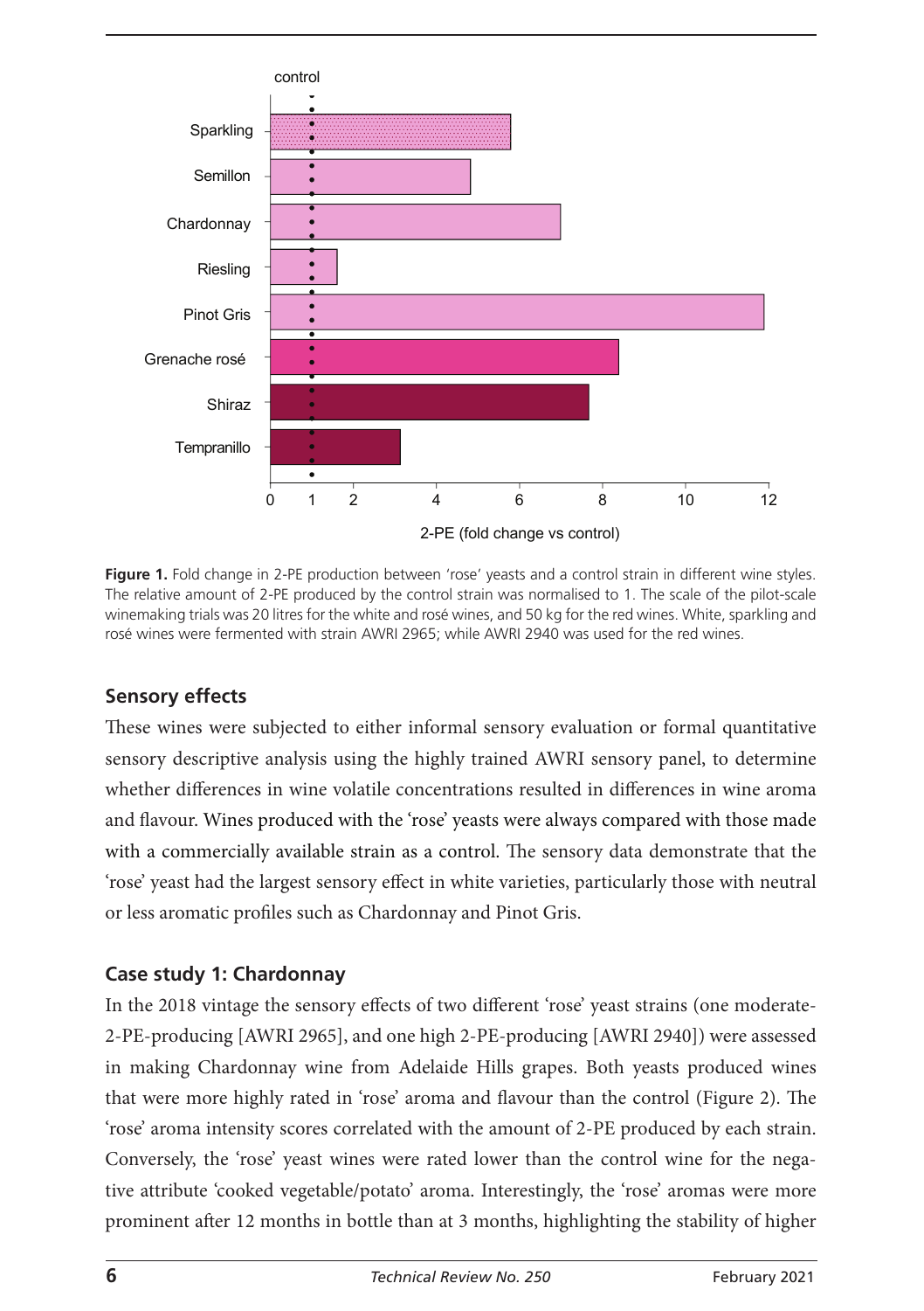**Figure 1.** Fold change in 2-PE production between 'rose' yeasts and a control strain in different wine styles. The relative amount of 2-PE produced by the control strain was normalised to 1. The scale of the pilot-scale winemaking trials was 20 litres for the white and rosé wines, and 50 kg for the red wines. White, sparkling and rosé wines were fermented with strain AWRI 2965; while AWRI 2940 was used for the red wines.

## Sensory effects

These wines were subjected to either informal sensory evaluation or formal quantitative sensory descriptive analysis using the highly trained AWRI sensory panel, to determine whether differences in wine volatile concentrations resulted in differences in wine aroma and flavour. Wines produced with the 'rose' yeasts were always compared with those made with a commercially available strain as a control. The sensory data demonstrate that the 'rose' yeast had the largest sensory effect in white varieties, particularly those with neutral or less aromatic profiles such as Chardonnay and Pinot Gris.

## Case study 1: Chardonnay

In the 2018 vintage the sensory effects of two different 'rose' yeast strains (one moderate-2-PE-producing [AWRI 2965], and one high 2-PE-producing [AWRI 2940]) were assessed in making Chardonnay wine from Adelaide Hills grapes. Both yeasts produced wines that were more highly rated in 'rose' aroma and flavour than the control (Figure 2). The 'rose' aroma intensity scores correlated with the amount of 2-PE produced by each strain. Conversely, the 'rose' yeast wines were rated lower than the control wine for the negative attribute 'cooked vegetable/potato' aroma. Interestingly, the 'rose' aromas were more prominent after 12 months in bottle than at 3 months, highlighting the stability of higher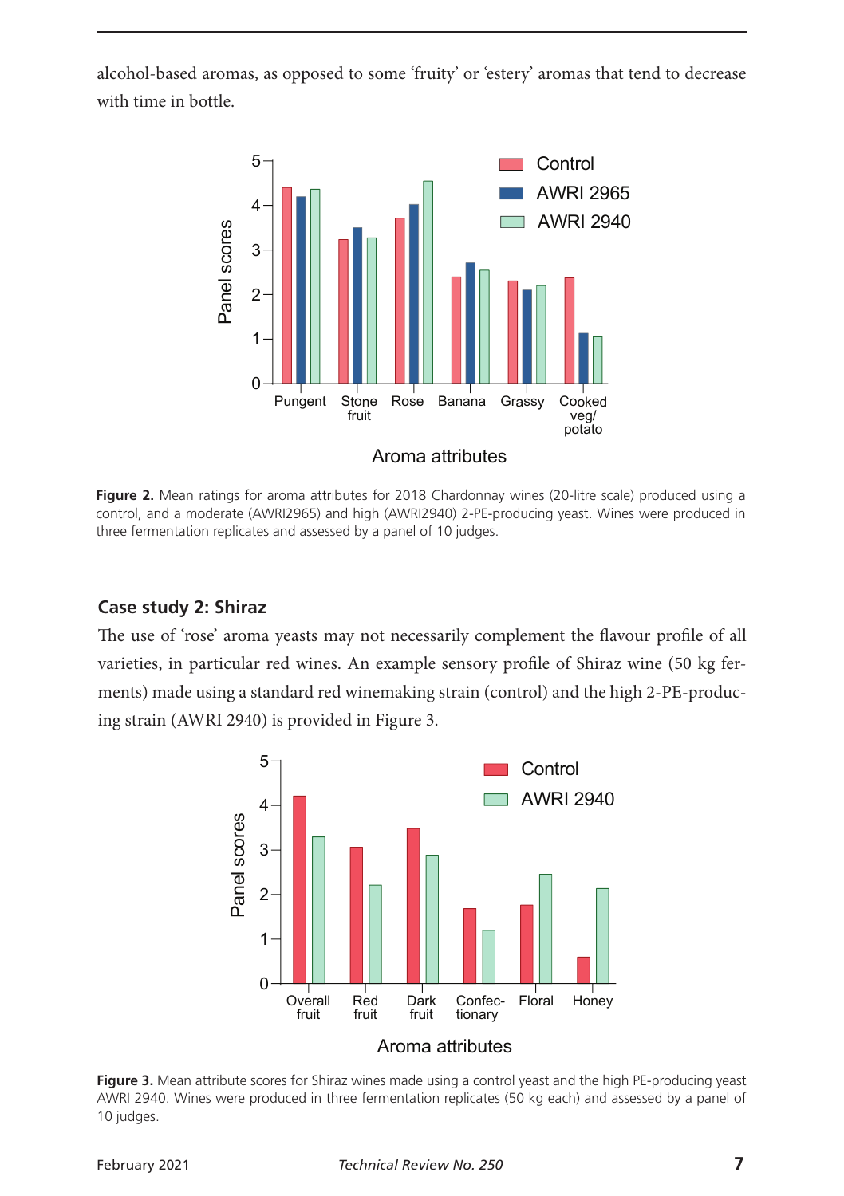alcohol-based aromas, as opposed to some 'fruity' or 'estery' aromas that tend to decrease with time in bottle.

**Figure 2.** Mean ratings for aroma attributes for 2018 Chardonnay wines (20-litre scale) produced using a control, and a moderate (AWRI2965) and high (AWRI2940) 2-PE-producing yeast. Wines were produced in three fermentation replicates and assessed by a panel of 10 judges.

### Case study 2: Shiraz

The use of 'rose' aroma yeasts may not necessarily complement the flavour profile of all varieties, in particular red wines. An example sensory profile of Shiraz wine (50 kg ferments) made using a standard red winemaking strain (control) and the high 2-PE-producing strain (AWRI 2940) is provided in Figure 3.

**Figure 3.** Mean attribute scores for Shiraz wines made using a control yeast and the high PE-producing yeast AWRI 2940. Wines were produced in three fermentation replicates (50 kg each) and assessed by a panel of 10 judges.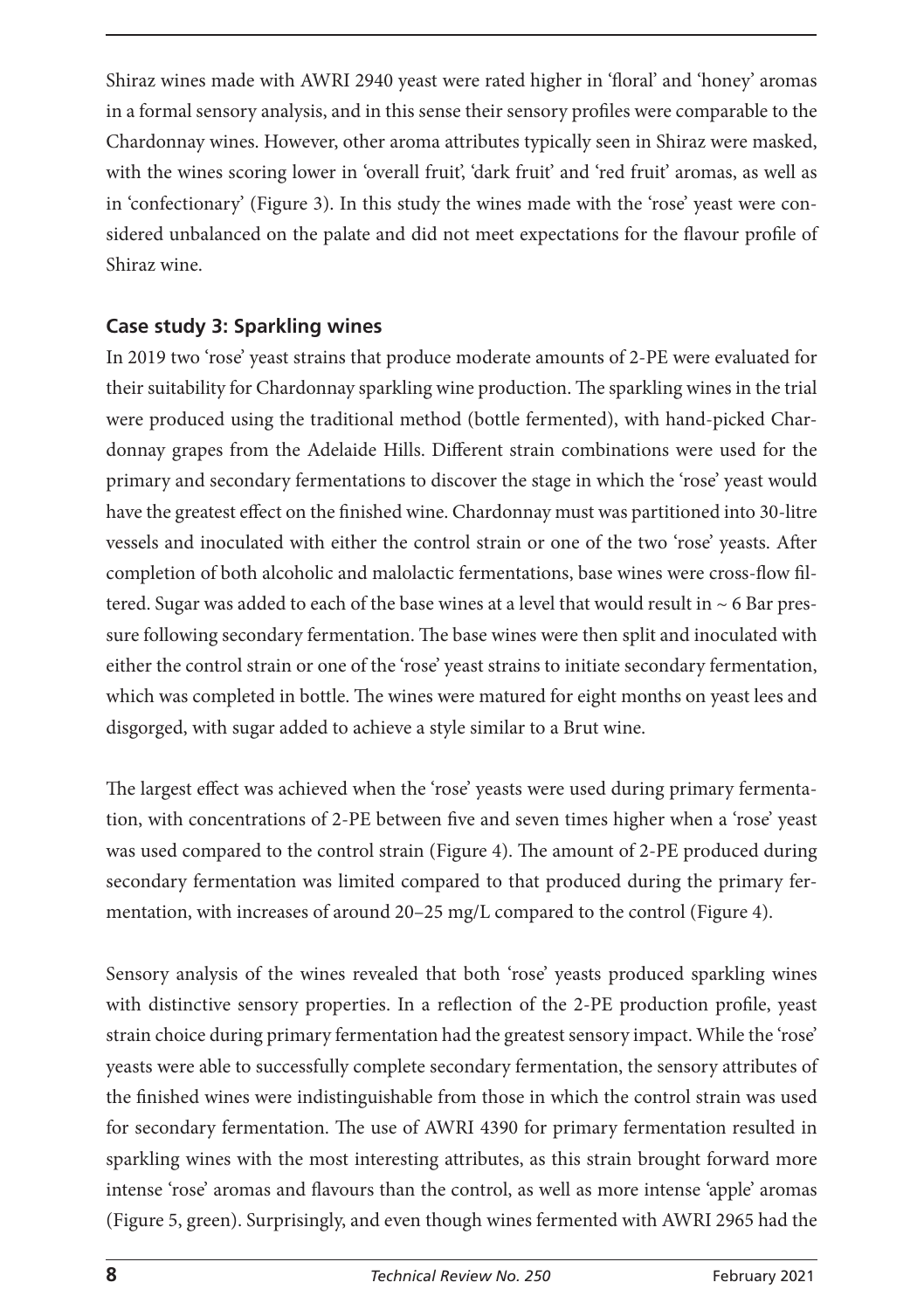Shiraz wines made with AWRI 2940 yeast were rated higher in 'floral' and 'honey' aromas in a formal sensory analysis, and in this sense their sensory profiles were comparable to the Chardonnay wines. However, other aroma attributes typically seen in Shiraz were masked, with the wines scoring lower in 'overall fruit', 'dark fruit' and 'red fruit' aromas, as well as in 'confectionary' (Figure 3). In this study the wines made with the 'rose' yeast were considered unbalanced on the palate and did not meet expectations for the flavour profile of Shiraz wine.

### Case study 3: Sparkling wines

In 2019 two 'rose' yeast strains that produce moderate amounts of 2-PE were evaluated for their suitability for Chardonnay sparkling wine production. The sparkling wines in the trial were produced using the traditional method (bottle fermented), with hand-picked Chardonnay grapes from the Adelaide Hills. Different strain combinations were used for the primary and secondary fermentations to discover the stage in which the 'rose' yeast would have the greatest effect on the finished wine. Chardonnay must was partitioned into 30-litre vessels and inoculated with either the control strain or one of the two 'rose' yeasts. After completion of both alcoholic and malolactic fermentations, base wines were cross-flow filtered. Sugar was added to each of the base wines at a level that would result in ~ 6 Bar pressure following secondary fermentation. The base wines were then split and inoculated with either the control strain or one of the 'rose' yeast strains to initiate secondary fermentation, which was completed in bottle. The wines were matured for eight months on yeast lees and disgorged, with sugar added to achieve a style similar to a Brut wine.

The largest effect was achieved when the 'rose' yeasts were used during primary fermentation, with concentrations of 2-PE between five and seven times higher when a 'rose' yeast was used compared to the control strain (Figure 4). The amount of 2-PE produced during secondary fermentation was limited compared to that produced during the primary fermentation, with increases of around 20–25 mg/L compared to the control (Figure 4).

Sensory analysis of the wines revealed that both 'rose' yeasts produced sparkling wines with distinctive sensory properties. In a reflection of the 2-PE production profile, yeast strain choice during primary fermentation had the greatest sensory impact. While the 'rose' yeasts were able to successfully complete secondary fermentation, the sensory attributes of the finished wines were indistinguishable from those in which the control strain was used for secondary fermentation. The use of AWRI 4390 for primary fermentation resulted in sparkling wines with the most interesting attributes, as this strain brought forward more intense 'rose' aromas and flavours than the control, as well as more intense 'apple' aromas (Figure 5, green). Surprisingly, and even though wines fermented with AWRI 2965 had the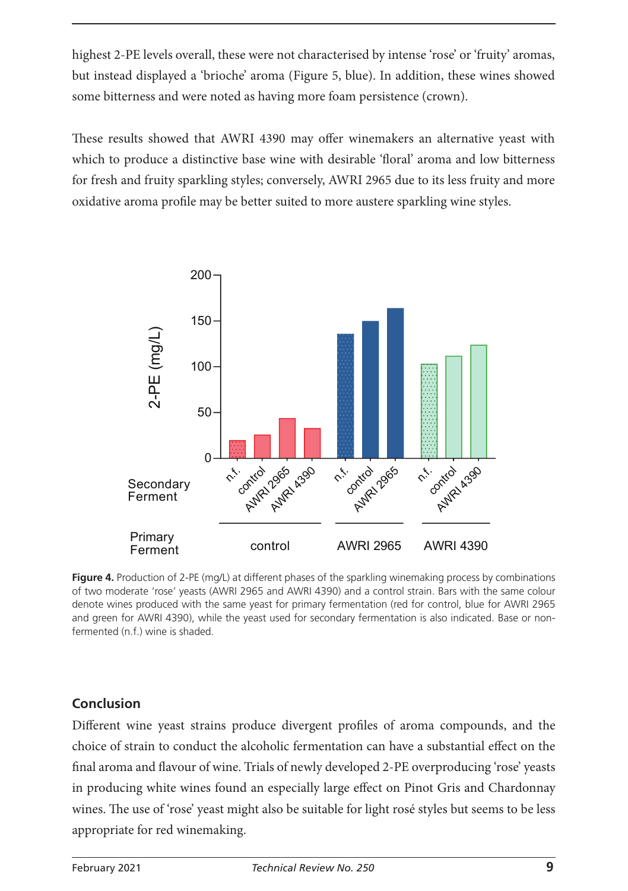highest 2-PE levels overall, these were not characterised by intense 'rose' or 'fruity' aromas, but instead displayed a 'brioche' aroma (Figure 5, blue). In addition, these wines showed some bitterness and were noted as having more foam persistence (crown).

These results showed that AWRI 4390 may offer winemakers an alternative yeast with which to produce a distinctive base wine with desirable 'floral' aroma and low bitterness for fresh and fruity sparkling styles; conversely, AWRI 2965 due to its less fruity and more oxidative aroma profile may be better suited to more austere sparkling wine styles.

**Figure 4.** Production of 2-PE (mg/L) at different phases of the sparkling winemaking process by combinations of two moderate 'rose' yeasts (AWRI 2965 and AWRI 4390) and a control strain. Bars with the same colour denote wines produced with the same yeast for primary fermentation (red for control, blue for AWRI 2965 and green for AWRI 4390), while the yeast used for secondary fermentation is also indicated. Base or non-fermented (n.f.) wine is shaded.

## Conclusion

Different wine yeast strains produce divergent profiles of aroma compounds, and the choice of strain to conduct the alcoholic fermentation can have a substantial effect on the final aroma and flavour of wine. Trials of newly developed 2-PE overproducing 'rose' yeasts in producing white wines found an especially large effect on Pinot Gris and Chardonnay wines. The use of 'rose' yeast might also be suitable for light rosé styles but seems to be less appropriate for red winemaking.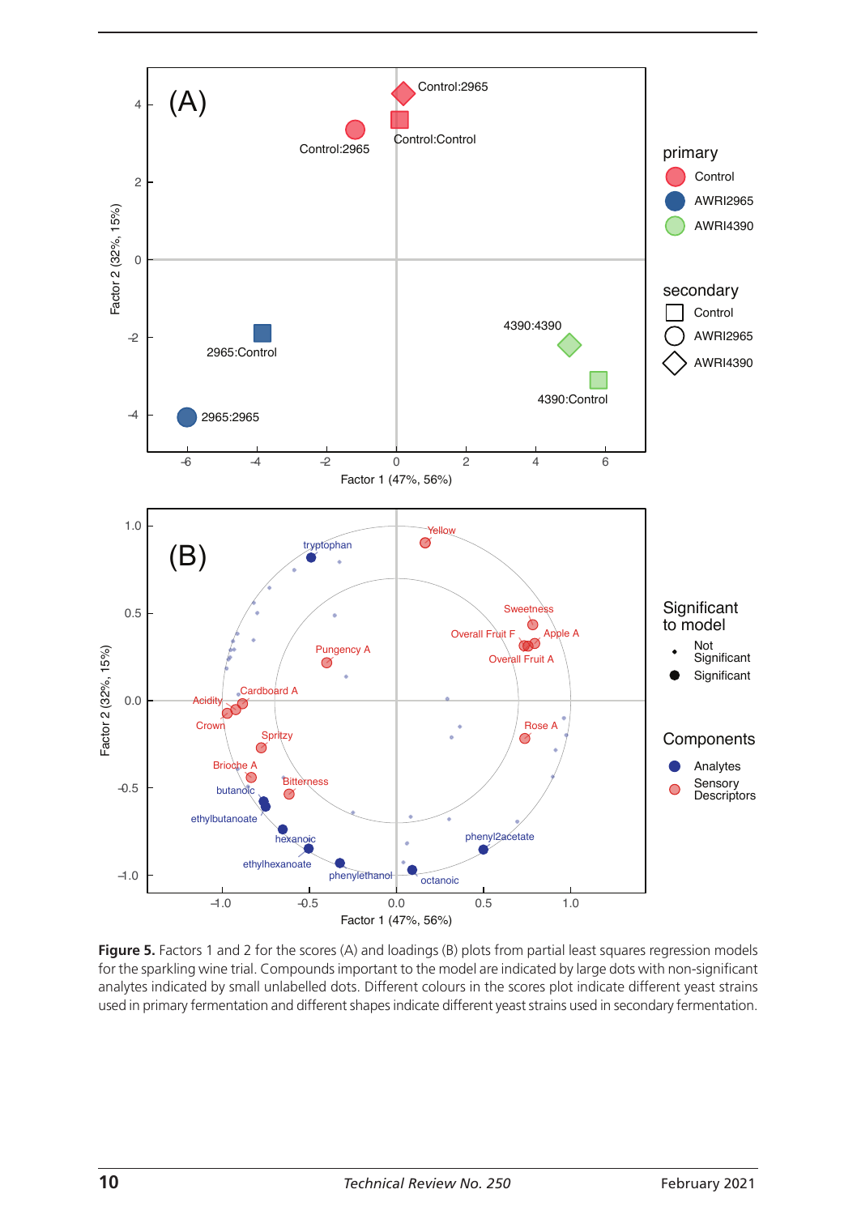**Figure 5.** Factors 1 and 2 for the scores (A) and loadings (B) plots from partial least squares regression models for the sparkling wine trial. Compounds important to the model are indicated by large dots with non-significant analytes indicated by small unlabelled dots. Different colours in the scores plot indicate different yeast strains used in primary fermentation and different shapes indicate different yeast strains used in secondary fermentation.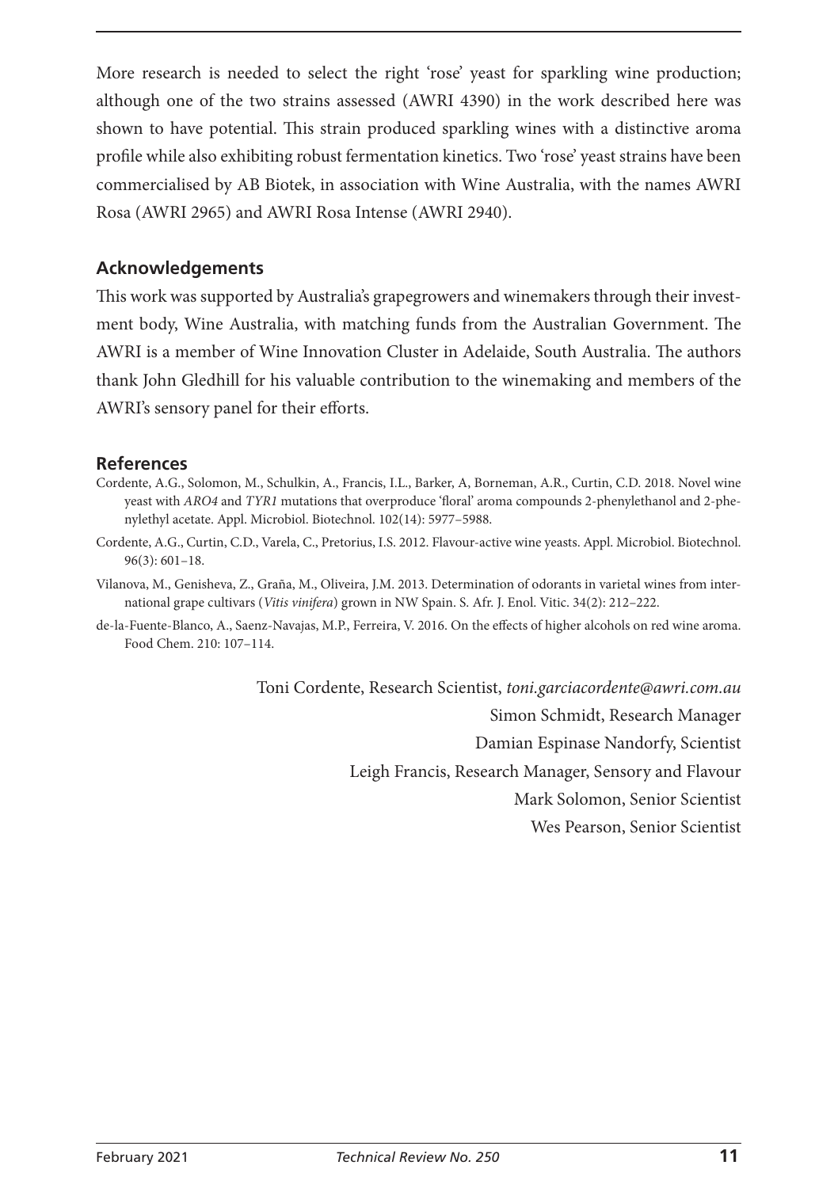More research is needed to select the right 'rose' yeast for sparkling wine production; although one of the two strains assessed (AWRI 4390) in the work described here was shown to have potential. This strain produced sparkling wines with a distinctive aroma profile while also exhibiting robust fermentation kinetics. Two 'rose' yeast strains have been commercialised by AB Biotek, in association with Wine Australia, with the names AWRI Rosa (AWRI 2965) and AWRI Rosa Intense (AWRI 2940).

### Acknowledgements

This work was supported by Australia's grapegrowers and winemakers through their investment body, Wine Australia, with matching funds from the Australian Government. The AWRI is a member of Wine Innovation Cluster in Adelaide, South Australia. The authors thank John Gledhill for his valuable contribution to the winemaking and members of the AWRI's sensory panel for their efforts.

### References

Cordente, A.G., Solomon, M., Schulkin, A., Francis, I.L., Barker, A, Borneman, A.R., Curtin, C.D. 2018. Novel wine yeast with *ARO4* and *TYR1* mutations that overproduce 'floral' aroma compounds 2-phenylethanol and 2-phenylethyl acetate. Appl. Microbiol. Biotechnol. 102(14): 5977–5988.

Cordente, A.G., Curtin, C.D., Varela, C., Pretorius, I.S. 2012. Flavour-active wine yeasts. Appl. Microbiol. Biotechnol. 96(3): 601–18.

Vilanova, M., Genisheva, Z., Graña, M., Oliveira, J.M. 2013. Determination of odorants in varietal wines from international grape cultivars (*Vitis vinifera*) grown in NW Spain. S. Afr. J. Enol. Vitic. 34(2): 212–222.

de-la-Fuente-Blanco, A., Saenz-Navajas, M.P., Ferreira, V. 2016. On the effects of higher alcohols on red wine aroma. Food Chem. 210: 107–114.

Toni Cordente, Research Scientist, *toni.garciacordente@awri.com.au*
Simon Schmidt, Research Manager
Damian Espinase Nandorfy, Scientist
Leigh Francis, Research Manager, Sensory and Flavour
Mark Solomon, Senior Scientist
Wes Pearson, Senior Scientist